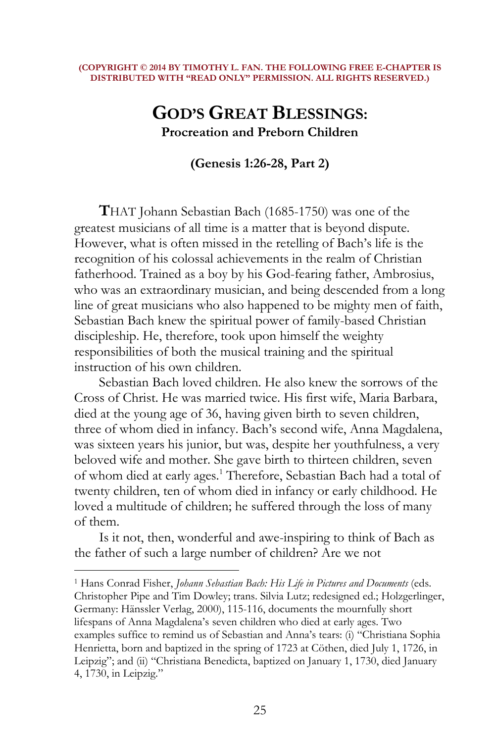**(COPYRIGHT © 2014 BY TIMOTHY L. FAN. THE FOLLOWING FREE E-CHAPTER IS DISTRIBUTED WITH "READ ONLY" PERMISSION. ALL RIGHTS RESERVED.)**

# GOD'S GREAT BLESSINGS:

## Procreation and Preborn Children

### (Genesis 1:26-28, Part 2)

**T**HAT Johann Sebastian Bach (1685-1750) was one of the greatest musicians of all time is a matter that is beyond dispute. However, what is often missed in the retelling of Bach's life is the recognition of his colossal achievements in the realm of Christian fatherhood. Trained as a boy by his God-fearing father, Ambrosius, who was an extraordinary musician, and being descended from a long line of great musicians who also happened to be mighty men of faith, Sebastian Bach knew the spiritual power of family-based Christian discipleship. He, therefore, took upon himself the weighty responsibilities of both the musical training and the spiritual instruction of his own children.

Sebastian Bach loved children. He also knew the sorrows of the Cross of Christ. He was married twice. His first wife, Maria Barbara, died at the young age of 36, having given birth to seven children, three of whom died in infancy. Bach's second wife, Anna Magdalena, was sixteen years his junior, but was, despite her youthfulness, a very beloved wife and mother. She gave birth to thirteen children, seven of whom died at early ages.[1] Therefore, Sebastian Bach had a total of twenty children, ten of whom died in infancy or early childhood. He loved a multitude of children; he suffered through the loss of many of them.

Is it not, then, wonderful and awe-inspiring to think of Bach as the father of such a large number of children? Are we not

---

[1] Hans Conrad Fisher, *Johann Sebastian Bach: His Life in Pictures and Documents* (eds. Christopher Pipe and Tim Dowley; trans. Silvia Lutz; redesigned ed.; Holzgerlinger, Germany: Hänssler Verlag, 2000), 115-116, documents the mournfully short lifespans of Anna Magdalena's seven children who died at early ages. Two examples suffice to remind us of Sebastian and Anna's tears: (i) "Christiana Sophia Henrietta, born and baptized in the spring of 1723 at Cöthen, died July 1, 1726, in Leipzig"; and (ii) "Christiana Benedicta, baptized on January 1, 1730, died January 4, 1730, in Leipzig."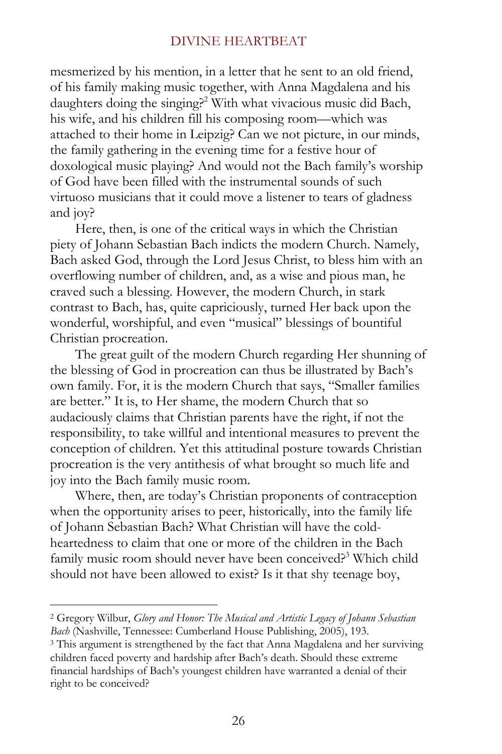mesmerized by his mention, in a letter that he sent to an old friend, of his family making music together, with Anna Magdalena and his daughters doing the singing?[2] With what vivacious music did Bach, his wife, and his children fill his composing room—which was attached to their home in Leipzig? Can we not picture, in our minds, the family gathering in the evening time for a festive hour of doxological music playing? And would not the Bach family's worship of God have been filled with the instrumental sounds of such virtuoso musicians that it could move a listener to tears of gladness and joy?

Here, then, is one of the critical ways in which the Christian piety of Johann Sebastian Bach indicts the modern Church. Namely, Bach asked God, through the Lord Jesus Christ, to bless him with an overflowing number of children, and, as a wise and pious man, he craved such a blessing. However, the modern Church, in stark contrast to Bach, has, quite capriciously, turned Her back upon the wonderful, worshipful, and even "musical" blessings of bountiful Christian procreation.

The great guilt of the modern Church regarding Her shunning of the blessing of God in procreation can thus be illustrated by Bach's own family. For, it is the modern Church that says, "Smaller families are better." It is, to Her shame, the modern Church that so audaciously claims that Christian parents have the right, if not the responsibility, to take willful and intentional measures to prevent the conception of children. Yet this attitudinal posture towards Christian procreation is the very antithesis of what brought so much life and joy into the Bach family music room.

Where, then, are today's Christian proponents of contraception when the opportunity arises to peer, historically, into the family life of Johann Sebastian Bach? What Christian will have the cold-heartedness to claim that one or more of the children in the Bach family music room should never have been conceived?[3] Which child should not have been allowed to exist? Is it that shy teenage boy,

---

[2] Gregory Wilbur, *Glory and Honor: The Musical and Artistic Legacy of Johann Sebastian Bach* (Nashville, Tennessee: Cumberland House Publishing, 2005), 193.

[3] This argument is strengthened by the fact that Anna Magdalena and her surviving children faced poverty and hardship after Bach's death. Should these extreme financial hardships of Bach's youngest children have warranted a denial of their right to be conceived?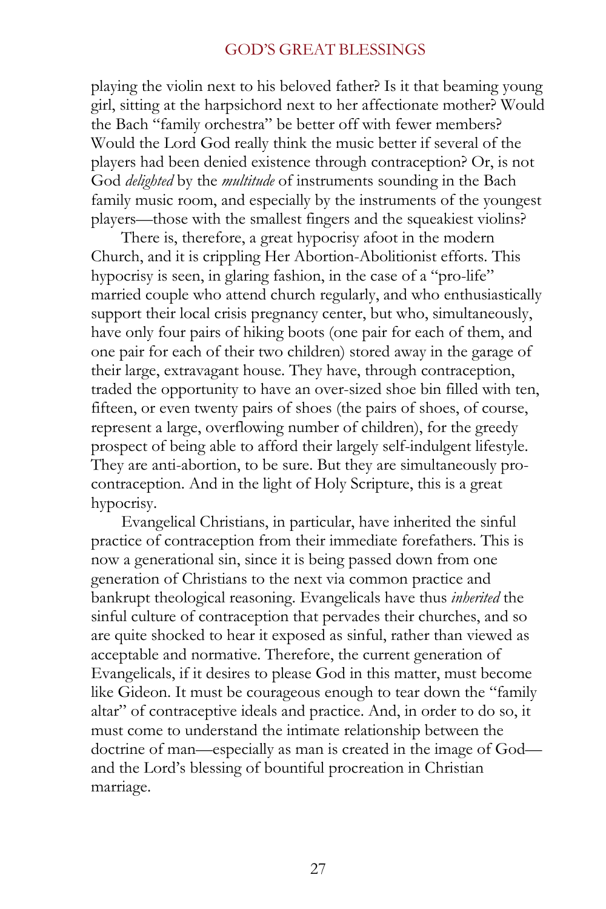playing the violin next to his beloved father? Is it that beaming young girl, sitting at the harpsichord next to her affectionate mother? Would the Bach "family orchestra" be better off with fewer members? Would the Lord God really think the music better if several of the players had been denied existence through contraception? Or, is not God *delighted* by the *multitude* of instruments sounding in the Bach family music room, and especially by the instruments of the youngest players—those with the smallest fingers and the squeakiest violins?

There is, therefore, a great hypocrisy afoot in the modern Church, and it is crippling Her Abortion-Abolitionist efforts. This hypocrisy is seen, in glaring fashion, in the case of a "pro-life" married couple who attend church regularly, and who enthusiastically support their local crisis pregnancy center, but who, simultaneously, have only four pairs of hiking boots (one pair for each of them, and one pair for each of their two children) stored away in the garage of their large, extravagant house. They have, through contraception, traded the opportunity to have an over-sized shoe bin filled with ten, fifteen, or even twenty pairs of shoes (the pairs of shoes, of course, represent a large, overflowing number of children), for the greedy prospect of being able to afford their largely self-indulgent lifestyle. They are anti-abortion, to be sure. But they are simultaneously pro-contraception. And in the light of Holy Scripture, this is a great hypocrisy.

Evangelical Christians, in particular, have inherited the sinful practice of contraception from their immediate forefathers. This is now a generational sin, since it is being passed down from one generation of Christians to the next via common practice and bankrupt theological reasoning. Evangelicals have thus *inherited* the sinful culture of contraception that pervades their churches, and so are quite shocked to hear it exposed as sinful, rather than viewed as acceptable and normative. Therefore, the current generation of Evangelicals, if it desires to please God in this matter, must become like Gideon. It must be courageous enough to tear down the "family altar" of contraceptive ideals and practice. And, in order to do so, it must come to understand the intimate relationship between the doctrine of man—especially as man is created in the image of God—and the Lord's blessing of bountiful procreation in Christian marriage.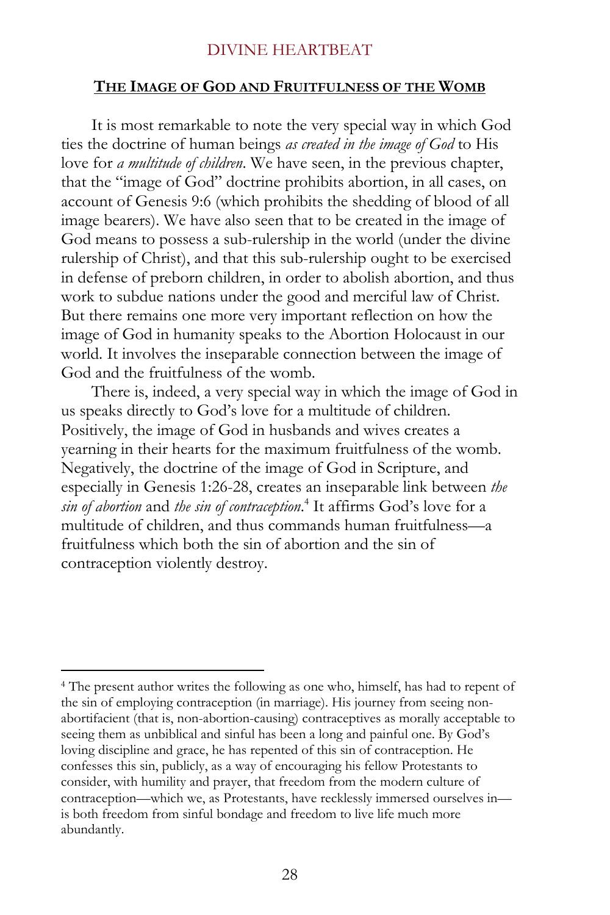## The Image of God and Fruitfulness of the Womb

It is most remarkable to note the very special way in which God ties the doctrine of human beings *as created in the image of God* to His love for *a multitude of children*. We have seen, in the previous chapter, that the "image of God" doctrine prohibits abortion, in all cases, on account of Genesis 9:6 (which prohibits the shedding of blood of all image bearers). We have also seen that to be created in the image of God means to possess a sub-rulership in the world (under the divine rulership of Christ), and that this sub-rulership ought to be exercised in defense of preborn children, in order to abolish abortion, and thus work to subdue nations under the good and merciful law of Christ. But there remains one more very important reflection on how the image of God in humanity speaks to the Abortion Holocaust in our world. It involves the inseparable connection between the image of God and the fruitfulness of the womb.

There is, indeed, a very special way in which the image of God in us speaks directly to God's love for a multitude of children. Positively, the image of God in husbands and wives creates a yearning in their hearts for the maximum fruitfulness of the womb. Negatively, the doctrine of the image of God in Scripture, and especially in Genesis 1:26-28, creates an inseparable link between *the sin of abortion* and *the sin of contraception*.[4] It affirms God's love for a multitude of children, and thus commands human fruitfulness—a fruitfulness which both the sin of abortion and the sin of contraception violently destroy.

---

[4] The present author writes the following as one who, himself, has had to repent of the sin of employing contraception (in marriage). His journey from seeing non-abortifacient (that is, non-abortion-causing) contraceptives as morally acceptable to seeing them as unbiblical and sinful has been a long and painful one. By God's loving discipline and grace, he has repented of this sin of contraception. He confesses this sin, publicly, as a way of encouraging his fellow Protestants to consider, with humility and prayer, that freedom from the modern culture of contraception—which we, as Protestants, have recklessly immersed ourselves in—is both freedom from sinful bondage and freedom to live life much more abundantly.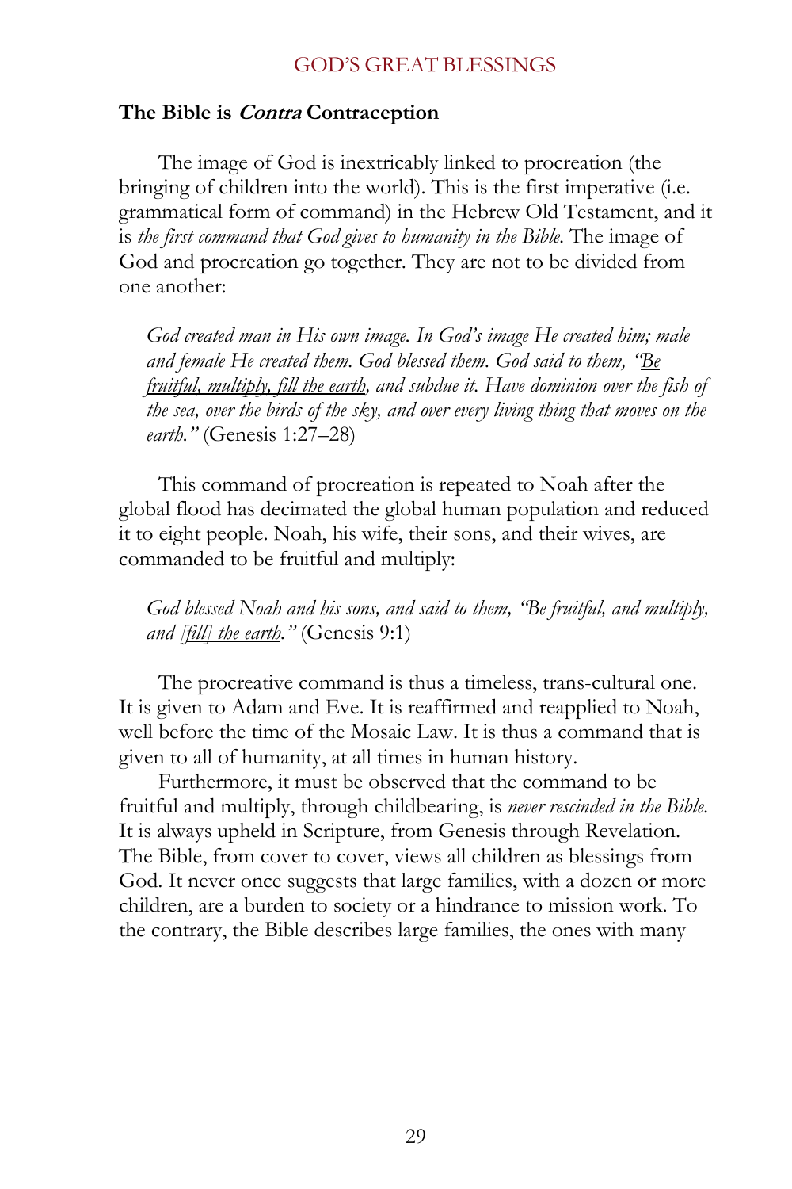### The Bible is *Contra* Contraception

The image of God is inextricably linked to procreation (the bringing of children into the world). This is the first imperative (i.e. grammatical form of command) in the Hebrew Old Testament, and it is *the first command that God gives to humanity in the Bible.* The image of God and procreation go together. They are not to be divided from one another:

> *God created man in His own image. In God's image He created him; male and female He created them. God blessed them. God said to them, "<u>Be fruitful, multiply, fill the earth</u>, and subdue it. Have dominion over the fish of the sea, over the birds of the sky, and over every living thing that moves on the earth."* (Genesis 1:27–28)

This command of procreation is repeated to Noah after the global flood has decimated the global human population and reduced it to eight people. Noah, his wife, their sons, and their wives, are commanded to be fruitful and multiply:

> *God blessed Noah and his sons, and said to them, "<u>Be fruitful</u>, and <u>multiply</u>, and <u>[fill] the earth</u>."* (Genesis 9:1)

The procreative command is thus a timeless, trans-cultural one. It is given to Adam and Eve. It is reaffirmed and reapplied to Noah, well before the time of the Mosaic Law. It is thus a command that is given to all of humanity, at all times in human history.

Furthermore, it must be observed that the command to be fruitful and multiply, through childbearing, is *never rescinded in the Bible.* It is always upheld in Scripture, from Genesis through Revelation. The Bible, from cover to cover, views all children as blessings from God. It never once suggests that large families, with a dozen or more children, are a burden to society or a hindrance to mission work. To the contrary, the Bible describes large families, the ones with many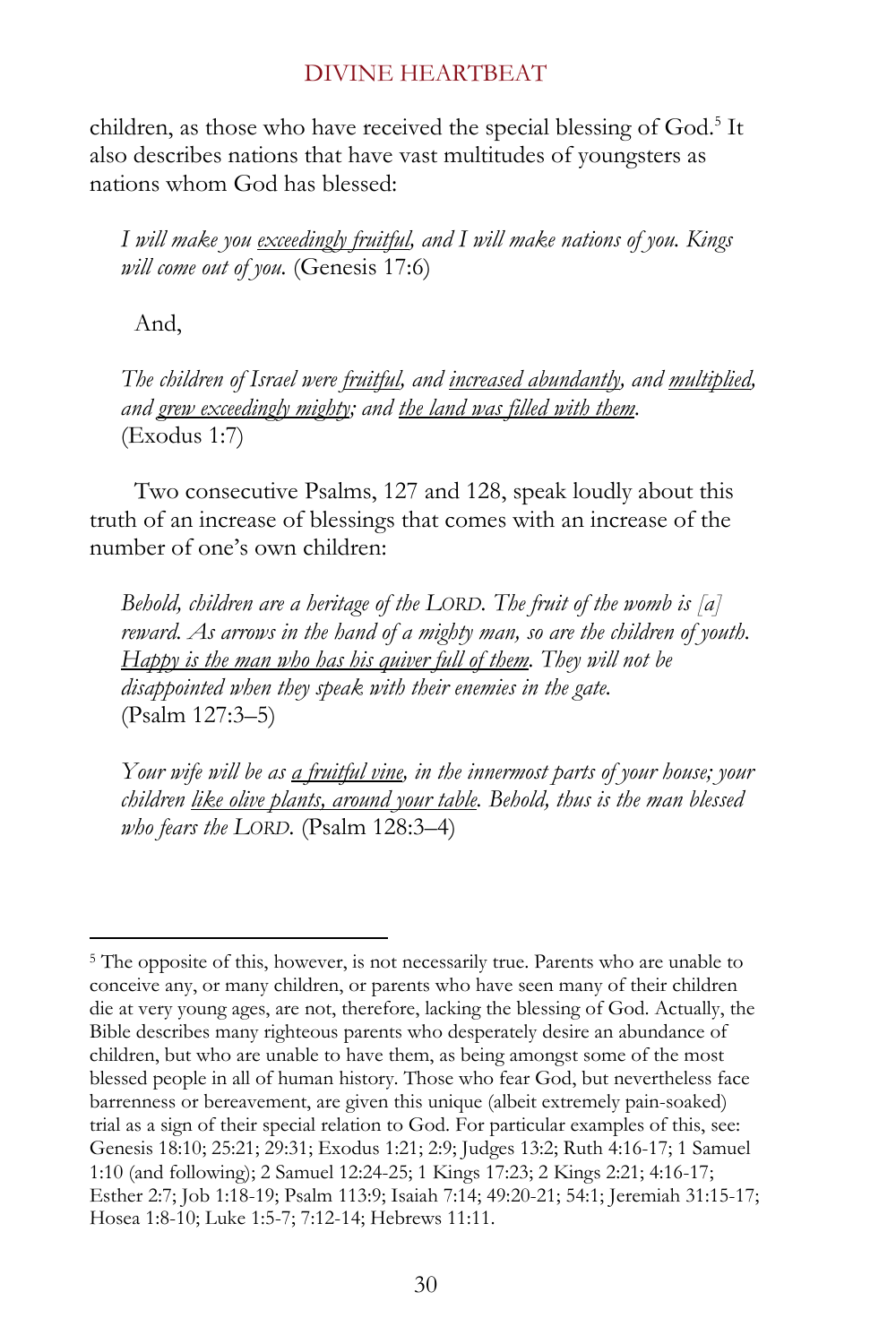children, as those who have received the special blessing of God.[5] It also describes nations that have vast multitudes of youngsters as nations whom God has blessed:

> *I will make you <u>exceedingly fruitful</u>, and I will make nations of you. Kings will come out of you.* (Genesis 17:6)

And,

> *The children of Israel were <u>fruitful</u>, and <u>increased abundantly</u>, and <u>multiplied</u>, and <u>grew exceedingly mighty</u>; and <u>the land was filled with them</u>.* (Exodus 1:7)

Two consecutive Psalms, 127 and 128, speak loudly about this truth of an increase of blessings that comes with an increase of the number of one's own children:

> *Behold, children are a heritage of the LORD. The fruit of the womb is [a] reward. As arrows in the hand of a mighty man, so are the children of youth. <u>Happy is the man who has his quiver full of them</u>. They will not be disappointed when they speak with their enemies in the gate.* (Psalm 127:3–5)

> *Your wife will be as <u>a fruitful vine</u>, in the innermost parts of your house; your children <u>like olive plants, around your table</u>. Behold, thus is the man blessed who fears the LORD.* (Psalm 128:3–4)

---

[5] The opposite of this, however, is not necessarily true. Parents who are unable to conceive any, or many children, or parents who have seen many of their children die at very young ages, are not, therefore, lacking the blessing of God. Actually, the Bible describes many righteous parents who desperately desire an abundance of children, but who are unable to have them, as being amongst some of the most blessed people in all of human history. Those who fear God, but nevertheless face barrenness or bereavement, are given this unique (albeit extremely pain-soaked) trial as a sign of their special relation to God. For particular examples of this, see: Genesis 18:10; 25:21; 29:31; Exodus 1:21; 2:9; Judges 13:2; Ruth 4:16-17; 1 Samuel 1:10 (and following); 2 Samuel 12:24-25; 1 Kings 17:23; 2 Kings 2:21; 4:16-17; Esther 2:7; Job 1:18-19; Psalm 113:9; Isaiah 7:14; 49:20-21; 54:1; Jeremiah 31:15-17; Hosea 1:8-10; Luke 1:5-7; 7:12-14; Hebrews 11:11.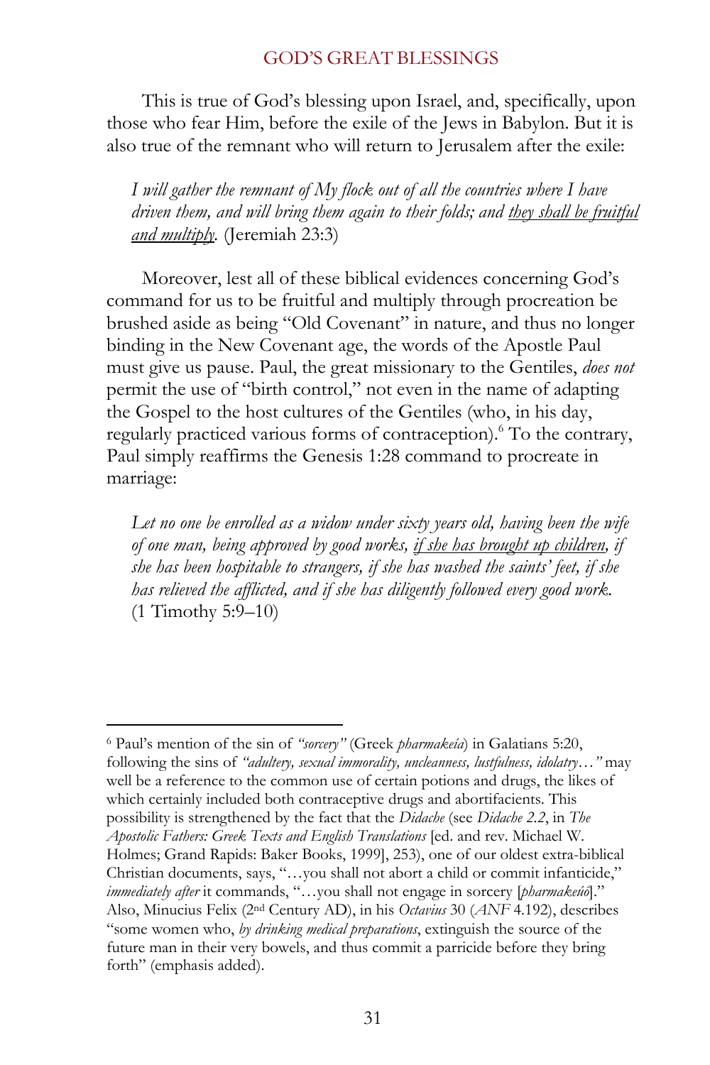This is true of God's blessing upon Israel, and, specifically, upon those who fear Him, before the exile of the Jews in Babylon. But it is also true of the remnant who will return to Jerusalem after the exile:

> *I will gather the remnant of My flock out of all the countries where I have driven them, and will bring them again to their folds; and <u>they shall be fruitful and multiply</u>.* (Jeremiah 23:3)

Moreover, lest all of these biblical evidences concerning God's command for us to be fruitful and multiply through procreation be brushed aside as being "Old Covenant" in nature, and thus no longer binding in the New Covenant age, the words of the Apostle Paul must give us pause. Paul, the great missionary to the Gentiles, *does not* permit the use of "birth control," not even in the name of adapting the Gospel to the host cultures of the Gentiles (who, in his day, regularly practiced various forms of contraception).[6] To the contrary, Paul simply reaffirms the Genesis 1:28 command to procreate in marriage:

> *Let no one be enrolled as a widow under sixty years old, having been the wife of one man, being approved by good works, <u>if she has brought up children</u>, if she has been hospitable to strangers, if she has washed the saints' feet, if she has relieved the afflicted, and if she has diligently followed every good work.* (1 Timothy 5:9–10)

---

[6] Paul's mention of the sin of *"sorcery"* (Greek *pharmakeia*) in Galatians 5:20, following the sins of *"adultery, sexual immorality, uncleanness, lustfulness, idolatry…"* may well be a reference to the common use of certain potions and drugs, the likes of which certainly included both contraceptive drugs and abortifacients. This possibility is strengthened by the fact that the *Didache* (see *Didache 2.2*, in *The Apostolic Fathers: Greek Texts and English Translations* [ed. and rev. Michael W. Holmes; Grand Rapids: Baker Books, 1999], 253), one of our oldest extra-biblical Christian documents, says, "…you shall not abort a child or commit infanticide," *immediately after* it commands, "…you shall not engage in sorcery [*pharmakeúō*]." Also, Minucius Felix (2nd Century AD), in his *Octavius* 30 (*ANF* 4.192), describes "some women who, *by drinking medical preparations*, extinguish the source of the future man in their very bowels, and thus commit a parricide before they bring forth" (emphasis added).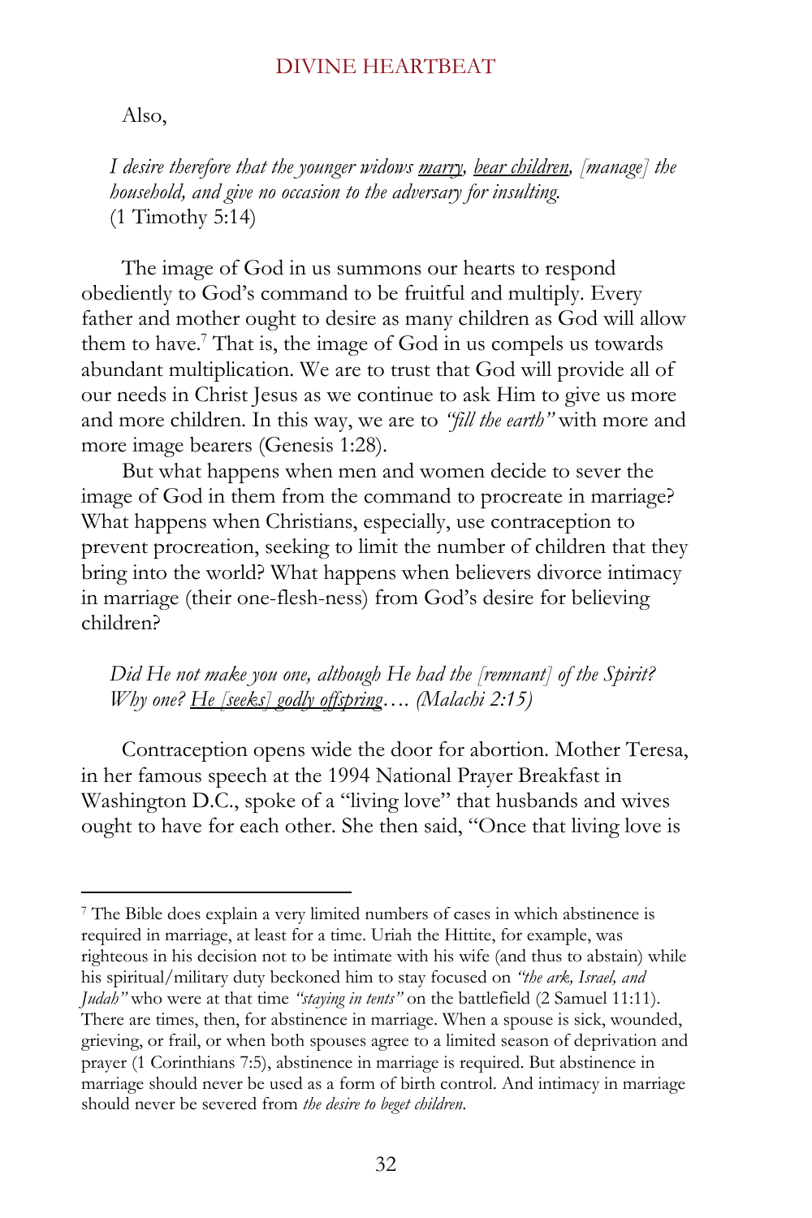Also,

> *I desire therefore that the younger widows* ***marry****,* ***bear children****, [manage] the household, and give no occasion to the adversary for insulting.*
> (1 Timothy 5:14)

The image of God in us summons our hearts to respond obediently to God's command to be fruitful and multiply. Every father and mother ought to desire as many children as God will allow them to have.[7] That is, the image of God in us compels us towards abundant multiplication. We are to trust that God will provide all of our needs in Christ Jesus as we continue to ask Him to give us more and more children. In this way, we are to *"fill the earth"* with more and more image bearers (Genesis 1:28).

But what happens when men and women decide to sever the image of God in them from the command to procreate in marriage? What happens when Christians, especially, use contraception to prevent procreation, seeking to limit the number of children that they bring into the world? What happens when believers divorce intimacy in marriage (their one-flesh-ness) from God's desire for believing children?

> *Did He not make you one, although He had the [remnant] of the Spirit? Why one?* ***He [seeks] godly offspring****…. (Malachi 2:15)*

Contraception opens wide the door for abortion. Mother Teresa, in her famous speech at the 1994 National Prayer Breakfast in Washington D.C., spoke of a "living love" that husbands and wives ought to have for each other. She then said, "Once that living love is

---

[7] The Bible does explain a very limited numbers of cases in which abstinence is required in marriage, at least for a time. Uriah the Hittite, for example, was righteous in his decision not to be intimate with his wife (and thus to abstain) while his spiritual/military duty beckoned him to stay focused on *"the ark, Israel, and Judah"* who were at that time *"staying in tents"* on the battlefield (2 Samuel 11:11). There are times, then, for abstinence in marriage. When a spouse is sick, wounded, grieving, or frail, or when both spouses agree to a limited season of deprivation and prayer (1 Corinthians 7:5), abstinence in marriage is required. But abstinence in marriage should never be used as a form of birth control. And intimacy in marriage should never be severed from *the desire to beget children*.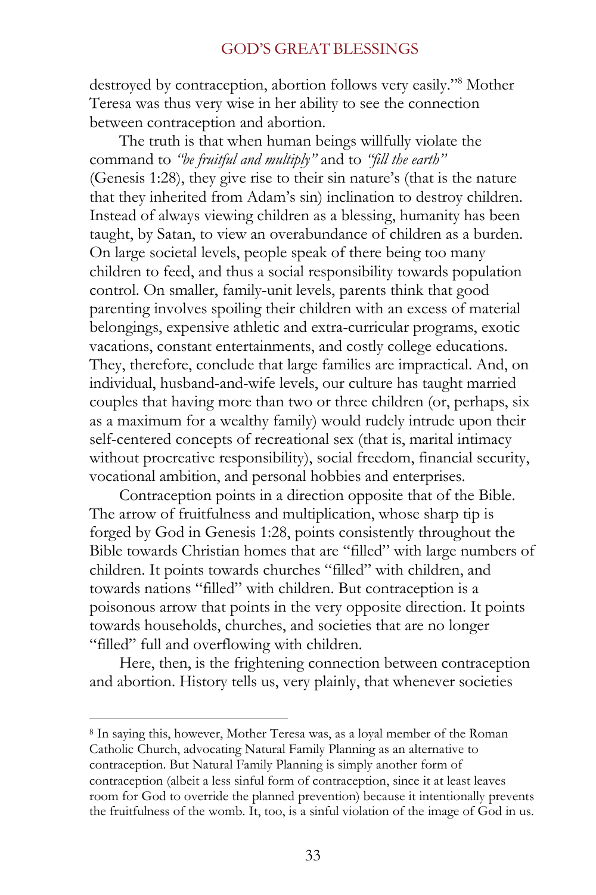destroyed by contraception, abortion follows very easily."[8] Mother Teresa was thus very wise in her ability to see the connection between contraception and abortion.

The truth is that when human beings willfully violate the command to *"be fruitful and multiply"* and to *"fill the earth"* (Genesis 1:28), they give rise to their sin nature's (that is the nature that they inherited from Adam's sin) inclination to destroy children. Instead of always viewing children as a blessing, humanity has been taught, by Satan, to view an overabundance of children as a burden. On large societal levels, people speak of there being too many children to feed, and thus a social responsibility towards population control. On smaller, family-unit levels, parents think that good parenting involves spoiling their children with an excess of material belongings, expensive athletic and extra-curricular programs, exotic vacations, constant entertainments, and costly college educations. They, therefore, conclude that large families are impractical. And, on individual, husband-and-wife levels, our culture has taught married couples that having more than two or three children (or, perhaps, six as a maximum for a wealthy family) would rudely intrude upon their self-centered concepts of recreational sex (that is, marital intimacy without procreative responsibility), social freedom, financial security, vocational ambition, and personal hobbies and enterprises.

Contraception points in a direction opposite that of the Bible. The arrow of fruitfulness and multiplication, whose sharp tip is forged by God in Genesis 1:28, points consistently throughout the Bible towards Christian homes that are "filled" with large numbers of children. It points towards churches "filled" with children, and towards nations "filled" with children. But contraception is a poisonous arrow that points in the very opposite direction. It points towards households, churches, and societies that are no longer "filled" full and overflowing with children.

Here, then, is the frightening connection between contraception and abortion. History tells us, very plainly, that whenever societies

---

[8] In saying this, however, Mother Teresa was, as a loyal member of the Roman Catholic Church, advocating Natural Family Planning as an alternative to contraception. But Natural Family Planning is simply another form of contraception (albeit a less sinful form of contraception, since it at least leaves room for God to override the planned prevention) because it intentionally prevents the fruitfulness of the womb. It, too, is a sinful violation of the image of God in us.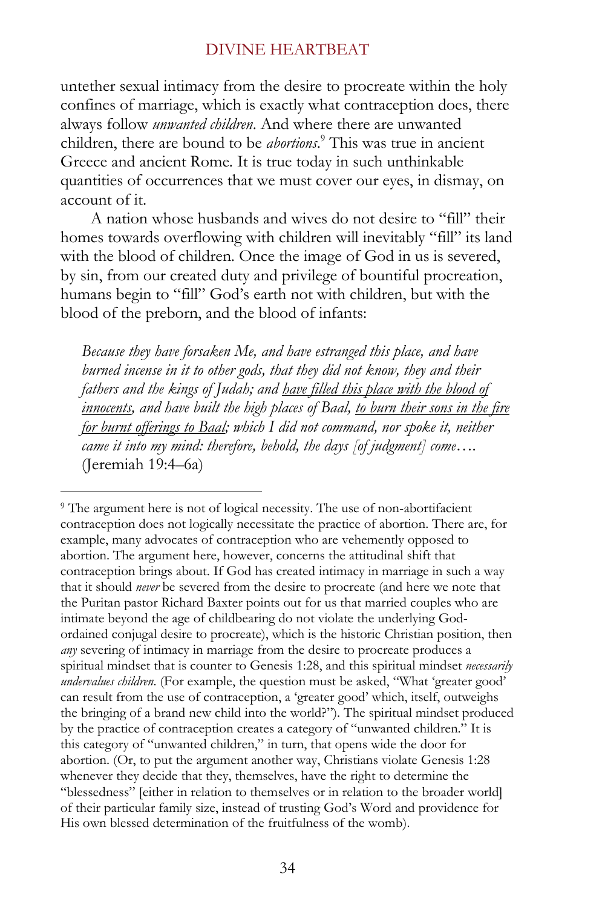untether sexual intimacy from the desire to procreate within the holy confines of marriage, which is exactly what contraception does, there always follow *unwanted children*. And where there are unwanted children, there are bound to be *abortions*.[9] This was true in ancient Greece and ancient Rome. It is true today in such unthinkable quantities of occurrences that we must cover our eyes, in dismay, on account of it.

A nation whose husbands and wives do not desire to "fill" their homes towards overflowing with children will inevitably "fill" its land with the blood of children. Once the image of God in us is severed, by sin, from our created duty and privilege of bountiful procreation, humans begin to "fill" God's earth not with children, but with the blood of the preborn, and the blood of infants:

> *Because they have forsaken Me, and have estranged this place, and have burned incense in it to other gods, that they did not know, they and their fathers and the kings of Judah; and <u>have filled this place with the blood of innocents</u>, and have built the high places of Baal, <u>to burn their sons in the fire for burnt offerings to Baal</u>; which I did not command, nor spoke it, neither came it into my mind: therefore, behold, the days [of judgment] come….* (Jeremiah 19:4–6a)

---

[9] The argument here is not of logical necessity. The use of non-abortifacient contraception does not logically necessitate the practice of abortion. There are, for example, many advocates of contraception who are vehemently opposed to abortion. The argument here, however, concerns the attitudinal shift that contraception brings about. If God has created intimacy in marriage in such a way that it should *never* be severed from the desire to procreate (and here we note that the Puritan pastor Richard Baxter points out for us that married couples who are intimate beyond the age of childbearing do not violate the underlying God-ordained conjugal desire to procreate), which is the historic Christian position, then *any* severing of intimacy in marriage from the desire to procreate produces a spiritual mindset that is counter to Genesis 1:28, and this spiritual mindset *necessarily undervalues children*. (For example, the question must be asked, "What 'greater good' can result from the use of contraception, a 'greater good' which, itself, outweighs the bringing of a brand new child into the world?"). The spiritual mindset produced by the practice of contraception creates a category of "unwanted children." It is this category of "unwanted children," in turn, that opens wide the door for abortion. (Or, to put the argument another way, Christians violate Genesis 1:28 whenever they decide that they, themselves, have the right to determine the "blessedness" [either in relation to themselves or in relation to the broader world] of their particular family size, instead of trusting God's Word and providence for His own blessed determination of the fruitfulness of the womb).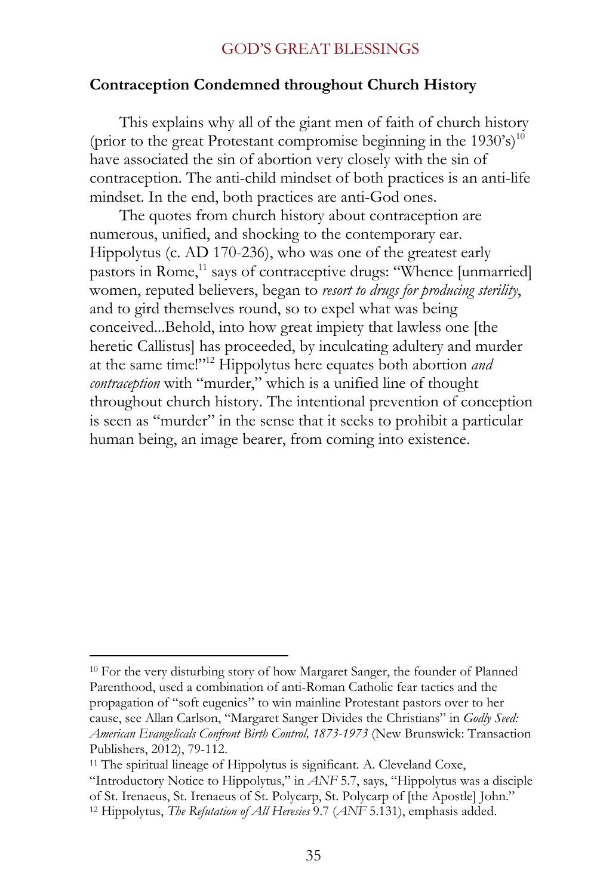## Contraception Condemned throughout Church History

This explains why all of the giant men of faith of church history (prior to the great Protestant compromise beginning in the 1930's)[10] have associated the sin of abortion very closely with the sin of contraception. The anti-child mindset of both practices is an anti-life mindset. In the end, both practices are anti-God ones.

The quotes from church history about contraception are numerous, unified, and shocking to the contemporary ear. Hippolytus (c. AD 170-236), who was one of the greatest early pastors in Rome,[11] says of contraceptive drugs: "Whence [unmarried] women, reputed believers, began to *resort to drugs for producing sterility*, and to gird themselves round, so to expel what was being conceived...Behold, into how great impiety that lawless one [the heretic Callistus] has proceeded, by inculcating adultery and murder at the same time!"[12] Hippolytus here equates both abortion *and contraception* with "murder," which is a unified line of thought throughout church history. The intentional prevention of conception is seen as "murder" in the sense that it seeks to prohibit a particular human being, an image bearer, from coming into existence.

---

[10] For the very disturbing story of how Margaret Sanger, the founder of Planned Parenthood, used a combination of anti-Roman Catholic fear tactics and the propagation of "soft eugenics" to win mainline Protestant pastors over to her cause, see Allan Carlson, "Margaret Sanger Divides the Christians" in *Godly Seed: American Evangelicals Confront Birth Control, 1873-1973* (New Brunswick: Transaction Publishers, 2012), 79-112.

[11] The spiritual lineage of Hippolytus is significant. A. Cleveland Coxe, "Introductory Notice to Hippolytus," in *ANF* 5.7, says, "Hippolytus was a disciple of St. Irenaeus, St. Irenaeus of St. Polycarp, St. Polycarp of [the Apostle] John."

[12] Hippolytus, *The Refutation of All Heresies* 9.7 (*ANF* 5.131), emphasis added.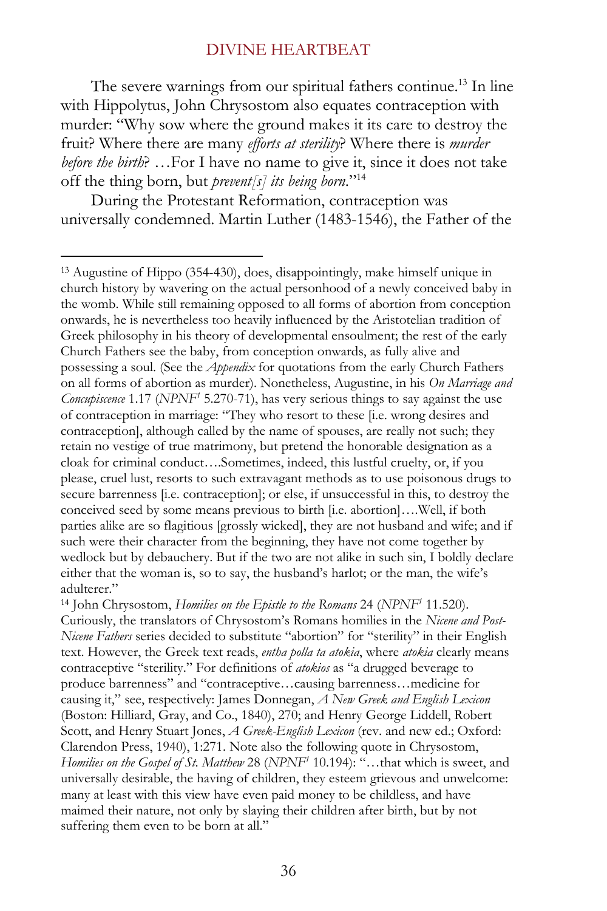The severe warnings from our spiritual fathers continue.[13] In line with Hippolytus, John Chrysostom also equates contraception with murder: "Why sow where the ground makes it its care to destroy the fruit? Where there are many *efforts at sterility*? Where there is *murder before the birth*? …For I have no name to give it, since it does not take off the thing born, but *prevent[s] its being born*."[14]

During the Protestant Reformation, contraception was universally condemned. Martin Luther (1483-1546), the Father of the

---

[13] Augustine of Hippo (354-430), does, disappointingly, make himself unique in church history by wavering on the actual personhood of a newly conceived baby in the womb. While still remaining opposed to all forms of abortion from conception onwards, he is nevertheless too heavily influenced by the Aristotelian tradition of Greek philosophy in his theory of developmental ensoulment; the rest of the early Church Fathers see the baby, from conception onwards, as fully alive and possessing a soul. (See the *Appendix* for quotations from the early Church Fathers on all forms of abortion as murder). Nonetheless, Augustine, in his *On Marriage and Concupiscence* 1.17 (*NPNF*[1] 5.270-71), has very serious things to say against the use of contraception in marriage: "They who resort to these [i.e. wrong desires and contraception], although called by the name of spouses, are really not such; they retain no vestige of true matrimony, but pretend the honorable designation as a cloak for criminal conduct….Sometimes, indeed, this lustful cruelty, or, if you please, cruel lust, resorts to such extravagant methods as to use poisonous drugs to secure barrenness [i.e. contraception]; or else, if unsuccessful in this, to destroy the conceived seed by some means previous to birth [i.e. abortion]….Well, if both parties alike are so flagitious [grossly wicked], they are not husband and wife; and if such were their character from the beginning, they have not come together by wedlock but by debauchery. But if the two are not alike in such sin, I boldly declare either that the woman is, so to say, the husband's harlot; or the man, the wife's adulterer."

[14] John Chrysostom, *Homilies on the Epistle to the Romans* 24 (*NPNF*[1] 11.520). Curiously, the translators of Chrysostom's Romans homilies in the *Nicene and Post-Nicene Fathers* series decided to substitute "abortion" for "sterility" in their English text. However, the Greek text reads, *entha polla ta atokia*, where *atokia* clearly means contraceptive "sterility." For definitions of *atokios* as "a drugged beverage to produce barrenness" and "contraceptive…causing barrenness…medicine for causing it," see, respectively: James Donnegan, *A New Greek and English Lexicon* (Boston: Hilliard, Gray, and Co., 1840), 270; and Henry George Liddell, Robert Scott, and Henry Stuart Jones, *A Greek-English Lexicon* (rev. and new ed.; Oxford: Clarendon Press, 1940), 1:271. Note also the following quote in Chrysostom, *Homilies on the Gospel of St. Matthew* 28 (*NPNF*[1] 10.194): "…that which is sweet, and universally desirable, the having of children, they esteem grievous and unwelcome: many at least with this view have even paid money to be childless, and have maimed their nature, not only by slaying their children after birth, but by not suffering them even to be born at all."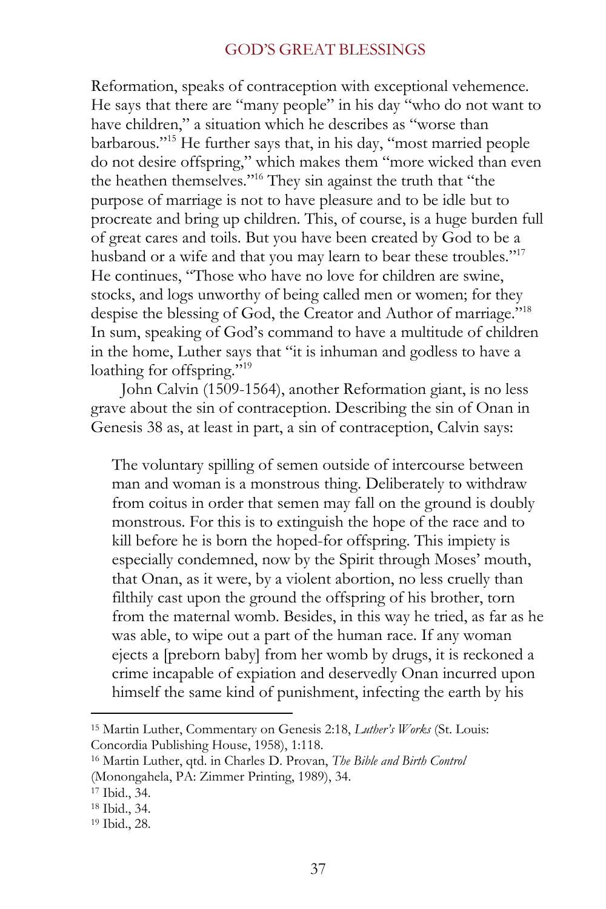Reformation, speaks of contraception with exceptional vehemence. He says that there are "many people" in his day "who do not want to have children," a situation which he describes as "worse than barbarous."[15] He further says that, in his day, "most married people do not desire offspring," which makes them "more wicked than even the heathen themselves."[16] They sin against the truth that "the purpose of marriage is not to have pleasure and to be idle but to procreate and bring up children. This, of course, is a huge burden full of great cares and toils. But you have been created by God to be a husband or a wife and that you may learn to bear these troubles."[17] He continues, "Those who have no love for children are swine, stocks, and logs unworthy of being called men or women; for they despise the blessing of God, the Creator and Author of marriage."[18] In sum, speaking of God's command to have a multitude of children in the home, Luther says that "it is inhuman and godless to have a loathing for offspring."[19]

John Calvin (1509-1564), another Reformation giant, is no less grave about the sin of contraception. Describing the sin of Onan in Genesis 38 as, at least in part, a sin of contraception, Calvin says:

> The voluntary spilling of semen outside of intercourse between man and woman is a monstrous thing. Deliberately to withdraw from coitus in order that semen may fall on the ground is doubly monstrous. For this is to extinguish the hope of the race and to kill before he is born the hoped-for offspring. This impiety is especially condemned, now by the Spirit through Moses' mouth, that Onan, as it were, by a violent abortion, no less cruelly than filthily cast upon the ground the offspring of his brother, torn from the maternal womb. Besides, in this way he tried, as far as he was able, to wipe out a part of the human race. If any woman ejects a [preborn baby] from her womb by drugs, it is reckoned a crime incapable of expiation and deservedly Onan incurred upon himself the same kind of punishment, infecting the earth by his

---

[15] Martin Luther, Commentary on Genesis 2:18, *Luther's Works* (St. Louis: Concordia Publishing House, 1958), 1:118.

[16] Martin Luther, qtd. in Charles D. Provan, *The Bible and Birth Control* (Monongahela, PA: Zimmer Printing, 1989), 34.

[17] Ibid., 34.

[18] Ibid., 34.

[19] Ibid., 28.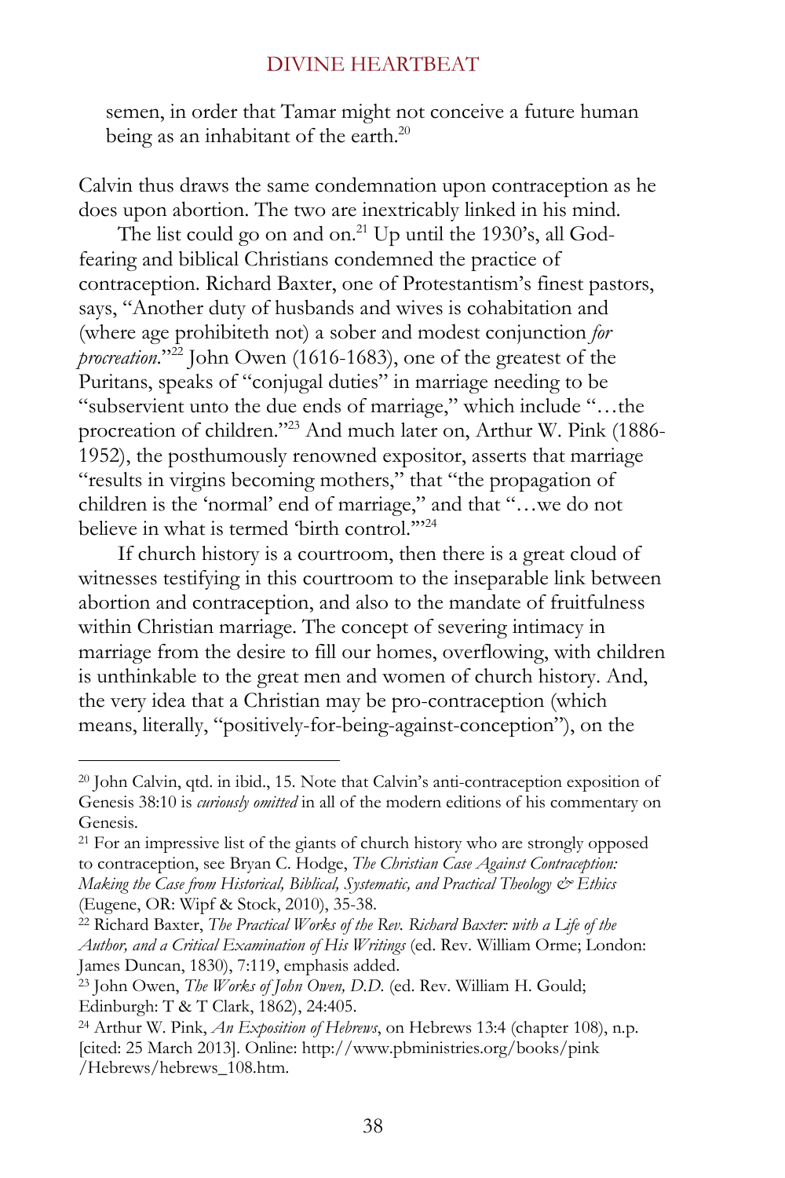semen, in order that Tamar might not conceive a future human being as an inhabitant of the earth.[20]

Calvin thus draws the same condemnation upon contraception as he does upon abortion. The two are inextricably linked in his mind.

The list could go on and on.[21] Up until the 1930's, all God-fearing and biblical Christians condemned the practice of contraception. Richard Baxter, one of Protestantism's finest pastors, says, "Another duty of husbands and wives is cohabitation and (where age prohibiteth not) a sober and modest conjunction *for procreation*."[22] John Owen (1616-1683), one of the greatest of the Puritans, speaks of "conjugal duties" in marriage needing to be "subservient unto the due ends of marriage," which include "…the procreation of children."[23] And much later on, Arthur W. Pink (1886-1952), the posthumously renowned expositor, asserts that marriage "results in virgins becoming mothers," that "the propagation of children is the 'normal' end of marriage," and that "…we do not believe in what is termed 'birth control.'"[24]

If church history is a courtroom, then there is a great cloud of witnesses testifying in this courtroom to the inseparable link between abortion and contraception, and also to the mandate of fruitfulness within Christian marriage. The concept of severing intimacy in marriage from the desire to fill our homes, overflowing, with children is unthinkable to the great men and women of church history. And, the very idea that a Christian may be pro-contraception (which means, literally, "positively-for-being-against-conception"), on the

---

[20] John Calvin, qtd. in ibid., 15. Note that Calvin's anti-contraception exposition of Genesis 38:10 is *curiously omitted* in all of the modern editions of his commentary on Genesis.

[21] For an impressive list of the giants of church history who are strongly opposed to contraception, see Bryan C. Hodge, *The Christian Case Against Contraception: Making the Case from Historical, Biblical, Systematic, and Practical Theology & Ethics* (Eugene, OR: Wipf & Stock, 2010), 35-38.

[22] Richard Baxter, *The Practical Works of the Rev. Richard Baxter: with a Life of the Author, and a Critical Examination of His Writings* (ed. Rev. William Orme; London: James Duncan, 1830), 7:119, emphasis added.

[23] John Owen, *The Works of John Owen, D.D.* (ed. Rev. William H. Gould; Edinburgh: T & T Clark, 1862), 24:405.

[24] Arthur W. Pink, *An Exposition of Hebrews*, on Hebrews 13:4 (chapter 108), n.p. [cited: 25 March 2013]. Online: http://www.pbministries.org/books/pink/Hebrews/hebrews_108.htm.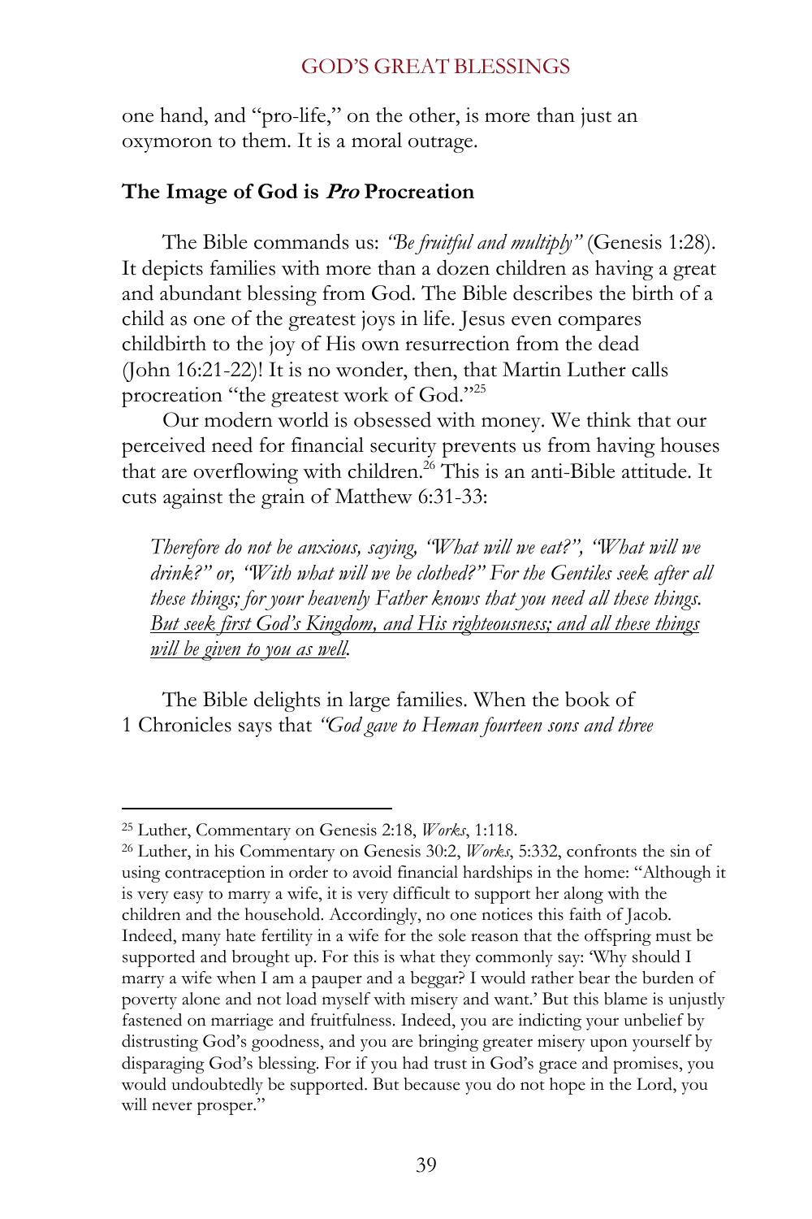one hand, and "pro-life," on the other, is more than just an oxymoron to them. It is a moral outrage.

### The Image of God is *Pro* Procreation

The Bible commands us: *"Be fruitful and multiply"* (Genesis 1:28). It depicts families with more than a dozen children as having a great and abundant blessing from God. The Bible describes the birth of a child as one of the greatest joys in life. Jesus even compares childbirth to the joy of His own resurrection from the dead (John 16:21-22)! It is no wonder, then, that Martin Luther calls procreation "the greatest work of God."[25]

Our modern world is obsessed with money. We think that our perceived need for financial security prevents us from having houses that are overflowing with children.[26] This is an anti-Bible attitude. It cuts against the grain of Matthew 6:31-33:

> *Therefore do not be anxious, saying, "What will we eat?", "What will we drink?" or, "With what will we be clothed?" For the Gentiles seek after all these things; for your heavenly Father knows that you need all these things. <u>But seek first God's Kingdom, and His righteousness; and all these things will be given to you as well</u>.*

The Bible delights in large families. When the book of 1 Chronicles says that *"God gave to Heman fourteen sons and three*

---

[25] Luther, Commentary on Genesis 2:18, *Works*, 1:118.

[26] Luther, in his Commentary on Genesis 30:2, *Works*, 5:332, confronts the sin of using contraception in order to avoid financial hardships in the home: "Although it is very easy to marry a wife, it is very difficult to support her along with the children and the household. Accordingly, no one notices this faith of Jacob. Indeed, many hate fertility in a wife for the sole reason that the offspring must be supported and brought up. For this is what they commonly say: 'Why should I marry a wife when I am a pauper and a beggar? I would rather bear the burden of poverty alone and not load myself with misery and want.' But this blame is unjustly fastened on marriage and fruitfulness. Indeed, you are indicting your unbelief by distrusting God's goodness, and you are bringing greater misery upon yourself by disparaging God's blessing. For if you had trust in God's grace and promises, you would undoubtedly be supported. But because you do not hope in the Lord, you will never prosper."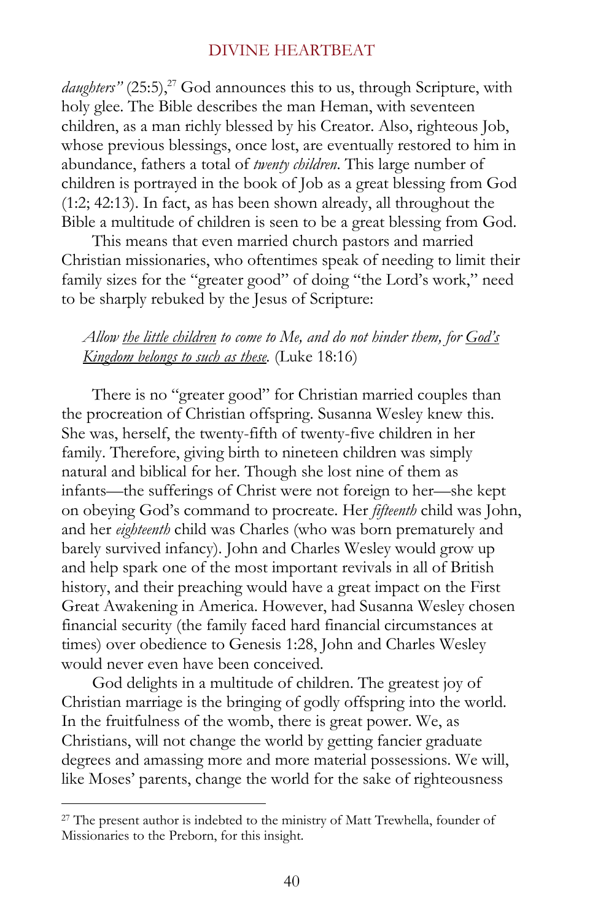*daughters"* (25:5),[27] God announces this to us, through Scripture, with holy glee. The Bible describes the man Heman, with seventeen children, as a man richly blessed by his Creator. Also, righteous Job, whose previous blessings, once lost, are eventually restored to him in abundance, fathers a total of *twenty children*. This large number of children is portrayed in the book of Job as a great blessing from God (1:2; 42:13). In fact, as has been shown already, all throughout the Bible a multitude of children is seen to be a great blessing from God.

This means that even married church pastors and married Christian missionaries, who oftentimes speak of needing to limit their family sizes for the "greater good" of doing "the Lord's work," need to be sharply rebuked by the Jesus of Scripture:

> *Allow <u>the little children</u> to come to Me, and do not hinder them, for <u>God's Kingdom belongs to such as these</u>.* (Luke 18:16)

There is no "greater good" for Christian married couples than the procreation of Christian offspring. Susanna Wesley knew this. She was, herself, the twenty-fifth of twenty-five children in her family. Therefore, giving birth to nineteen children was simply natural and biblical for her. Though she lost nine of them as infants—the sufferings of Christ were not foreign to her—she kept on obeying God's command to procreate. Her *fifteenth* child was John, and her *eighteenth* child was Charles (who was born prematurely and barely survived infancy). John and Charles Wesley would grow up and help spark one of the most important revivals in all of British history, and their preaching would have a great impact on the First Great Awakening in America. However, had Susanna Wesley chosen financial security (the family faced hard financial circumstances at times) over obedience to Genesis 1:28, John and Charles Wesley would never even have been conceived.

God delights in a multitude of children. The greatest joy of Christian marriage is the bringing of godly offspring into the world. In the fruitfulness of the womb, there is great power. We, as Christians, will not change the world by getting fancier graduate degrees and amassing more and more material possessions. We will, like Moses' parents, change the world for the sake of righteousness

---

[27] The present author is indebted to the ministry of Matt Trewhella, founder of Missionaries to the Preborn, for this insight.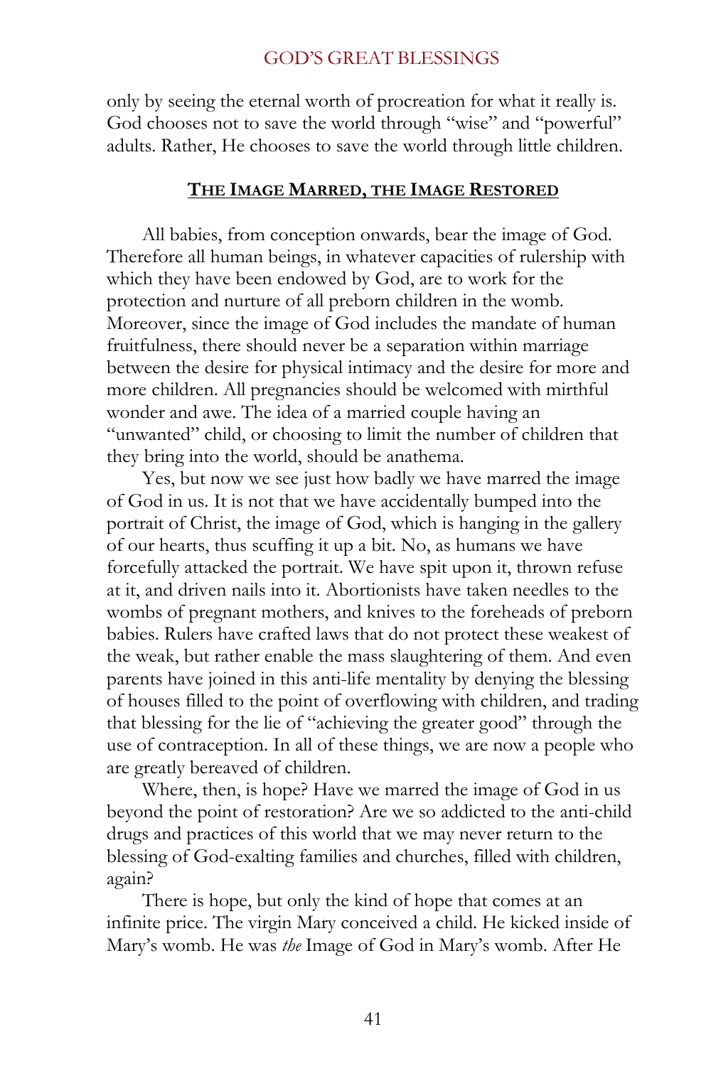only by seeing the eternal worth of procreation for what it really is. God chooses not to save the world through "wise" and "powerful" adults. Rather, He chooses to save the world through little children.

## THE IMAGE MARRED, THE IMAGE RESTORED

All babies, from conception onwards, bear the image of God. Therefore all human beings, in whatever capacities of rulership with which they have been endowed by God, are to work for the protection and nurture of all preborn children in the womb. Moreover, since the image of God includes the mandate of human fruitfulness, there should never be a separation within marriage between the desire for physical intimacy and the desire for more and more children. All pregnancies should be welcomed with mirthful wonder and awe. The idea of a married couple having an "unwanted" child, or choosing to limit the number of children that they bring into the world, should be anathema.

Yes, but now we see just how badly we have marred the image of God in us. It is not that we have accidentally bumped into the portrait of Christ, the image of God, which is hanging in the gallery of our hearts, thus scuffing it up a bit. No, as humans we have forcefully attacked the portrait. We have spit upon it, thrown refuse at it, and driven nails into it. Abortionists have taken needles to the wombs of pregnant mothers, and knives to the foreheads of preborn babies. Rulers have crafted laws that do not protect these weakest of the weak, but rather enable the mass slaughtering of them. And even parents have joined in this anti-life mentality by denying the blessing of houses filled to the point of overflowing with children, and trading that blessing for the lie of "achieving the greater good" through the use of contraception. In all of these things, we are now a people who are greatly bereaved of children.

Where, then, is hope? Have we marred the image of God in us beyond the point of restoration? Are we so addicted to the anti-child drugs and practices of this world that we may never return to the blessing of God-exalting families and churches, filled with children, again?

There is hope, but only the kind of hope that comes at an infinite price. The virgin Mary conceived a child. He kicked inside of Mary's womb. He was *the* Image of God in Mary's womb. After He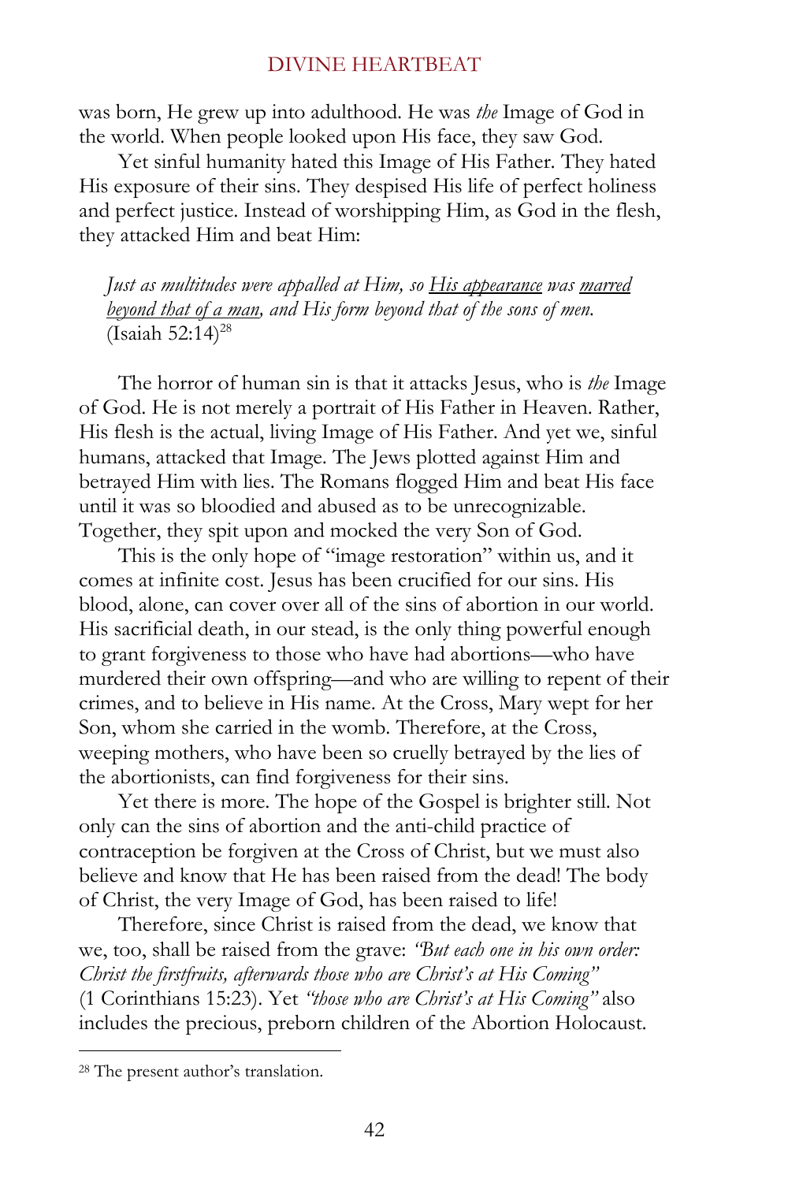was born, He grew up into adulthood. He was *the* Image of God in the world. When people looked upon His face, they saw God.

Yet sinful humanity hated this Image of His Father. They hated His exposure of their sins. They despised His life of perfect holiness and perfect justice. Instead of worshipping Him, as God in the flesh, they attacked Him and beat Him:

> *Just as multitudes were appalled at Him, so <u>His appearance</u> was <u>marred beyond that of a man</u>, and His form beyond that of the sons of men.* (Isaiah 52:14)[28]

The horror of human sin is that it attacks Jesus, who is *the* Image of God. He is not merely a portrait of His Father in Heaven. Rather, His flesh is the actual, living Image of His Father. And yet we, sinful humans, attacked that Image. The Jews plotted against Him and betrayed Him with lies. The Romans flogged Him and beat His face until it was so bloodied and abused as to be unrecognizable. Together, they spit upon and mocked the very Son of God.

This is the only hope of "image restoration" within us, and it comes at infinite cost. Jesus has been crucified for our sins. His blood, alone, can cover over all of the sins of abortion in our world. His sacrificial death, in our stead, is the only thing powerful enough to grant forgiveness to those who have had abortions—who have murdered their own offspring—and who are willing to repent of their crimes, and to believe in His name. At the Cross, Mary wept for her Son, whom she carried in the womb. Therefore, at the Cross, weeping mothers, who have been so cruelly betrayed by the lies of the abortionists, can find forgiveness for their sins.

Yet there is more. The hope of the Gospel is brighter still. Not only can the sins of abortion and the anti-child practice of contraception be forgiven at the Cross of Christ, but we must also believe and know that He has been raised from the dead! The body of Christ, the very Image of God, has been raised to life!

Therefore, since Christ is raised from the dead, we know that we, too, shall be raised from the grave: *"But each one in his own order: Christ the firstfruits, afterwards those who are Christ's at His Coming"* (1 Corinthians 15:23). Yet *"those who are Christ's at His Coming"* also includes the precious, preborn children of the Abortion Holocaust.

---

[28] The present author's translation.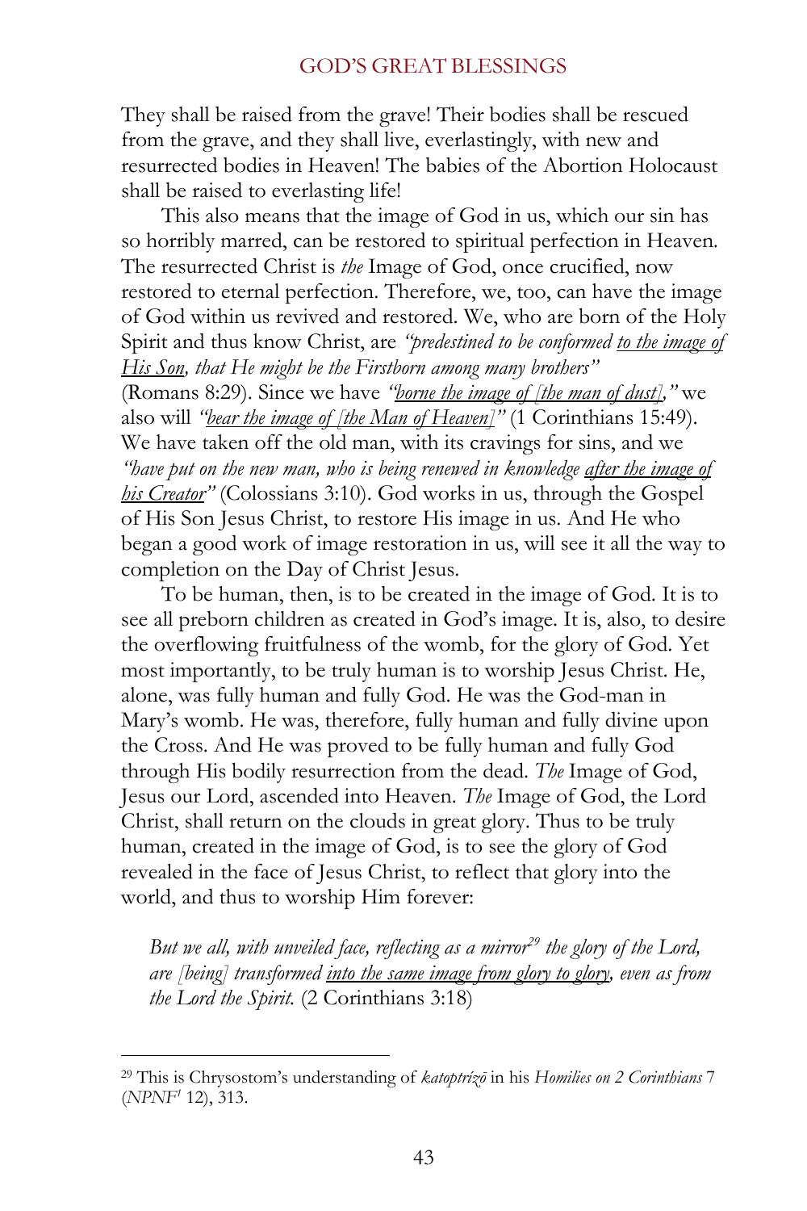They shall be raised from the grave! Their bodies shall be rescued from the grave, and they shall live, everlastingly, with new and resurrected bodies in Heaven! The babies of the Abortion Holocaust shall be raised to everlasting life!

This also means that the image of God in us, which our sin has so horribly marred, can be restored to spiritual perfection in Heaven. The resurrected Christ is *the* Image of God, once crucified, now restored to eternal perfection. Therefore, we, too, can have the image of God within us revived and restored. We, who are born of the Holy Spirit and thus know Christ, are *"predestined to be conformed to the image of His Son, that He might be the Firstborn among many brothers"* (Romans 8:29). Since we have *"borne the image of [the man of dust],"* we also will *"bear the image of [the Man of Heaven]"* (1 Corinthians 15:49). We have taken off the old man, with its cravings for sins, and we *"have put on the new man, who is being renewed in knowledge after the image of his Creator"* (Colossians 3:10). God works in us, through the Gospel of His Son Jesus Christ, to restore His image in us. And He who began a good work of image restoration in us, will see it all the way to completion on the Day of Christ Jesus.

To be human, then, is to be created in the image of God. It is to see all preborn children as created in God's image. It is, also, to desire the overflowing fruitfulness of the womb, for the glory of God. Yet most importantly, to be truly human is to worship Jesus Christ. He, alone, was fully human and fully God. He was the God-man in Mary's womb. He was, therefore, fully human and fully divine upon the Cross. And He was proved to be fully human and fully God through His bodily resurrection from the dead. *The* Image of God, Jesus our Lord, ascended into Heaven. *The* Image of God, the Lord Christ, shall return on the clouds in great glory. Thus to be truly human, created in the image of God, is to see the glory of God revealed in the face of Jesus Christ, to reflect that glory into the world, and thus to worship Him forever:

> *But we all, with unveiled face, reflecting as a mirror*[29] *the glory of the Lord, are [being] transformed into the same image from glory to glory, even as from the Lord the Spirit.* (2 Corinthians 3:18)

---

[29] This is Chrysostom's understanding of *katoptrízō* in his *Homilies on 2 Corinthians* 7 (*NPNF*[1] 12), 313.